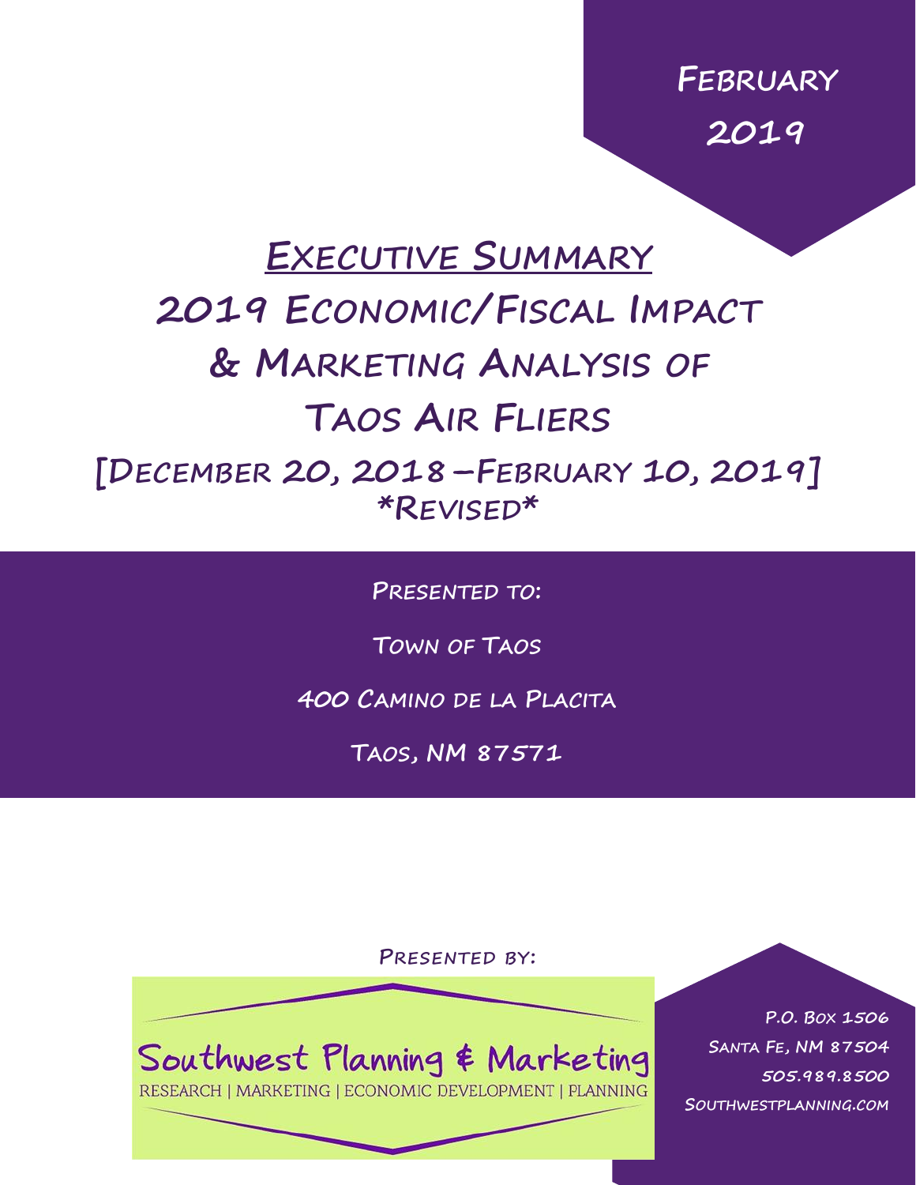February 2019

# Executive Summary

# 2019 Economic/Fiscal Impact & Marketing Analysis of Taos Air Fliers

## [December 20, 2018 – February 10, 2019]

*Revised*

Presented to:

Town of Taos

400 Camino de la Placita

Taos, NM 87571

Presented by:

Southwest Planning & Marketing

RESEARCH | MARKETING | ECONOMIC DEVELOPMENT | PLANNING

P.O. Box 1506

Santa Fe, NM 87504

505.989.8500

Southwestplanning.com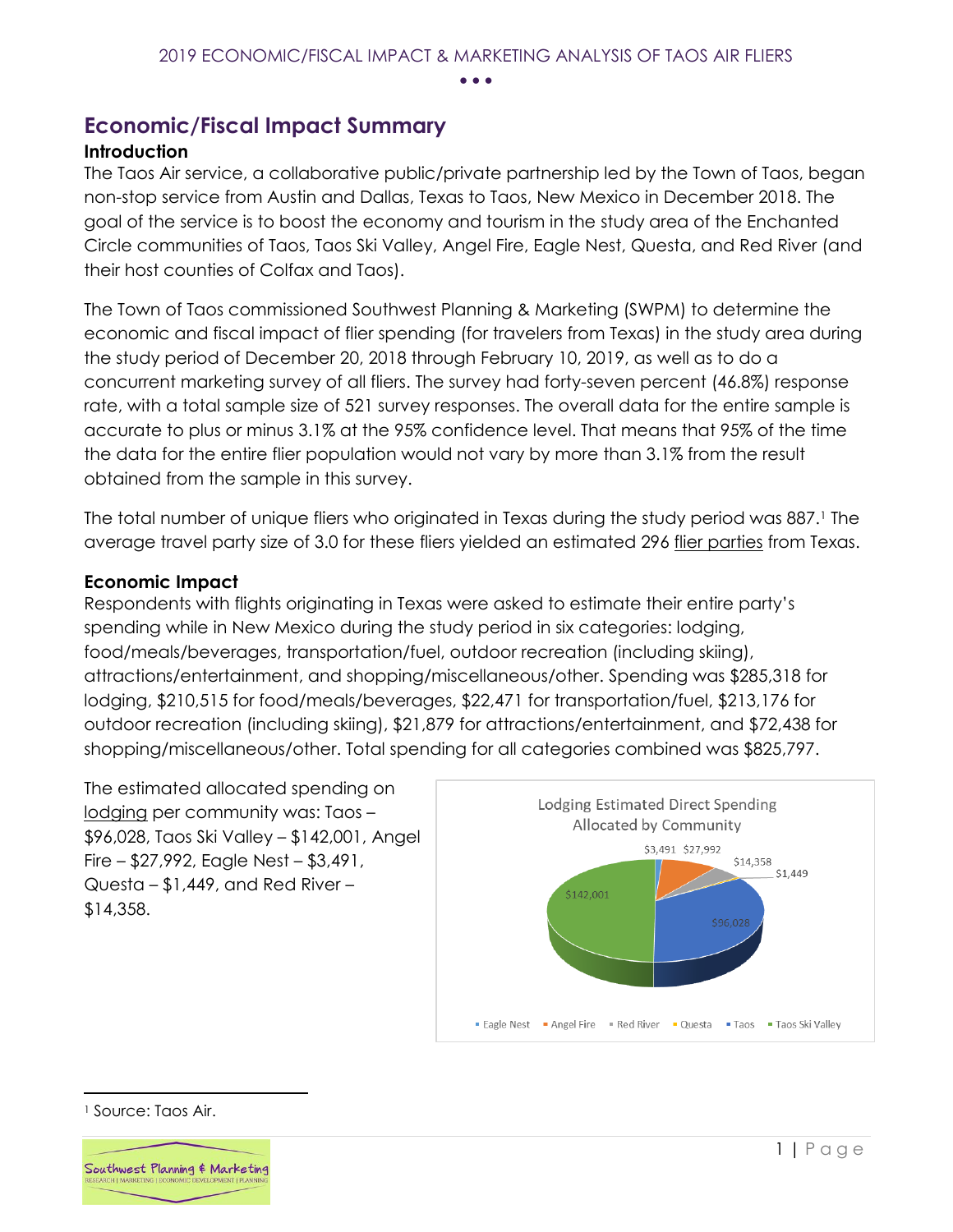## Economic/Fiscal Impact Summary

### Introduction

The Taos Air service, a collaborative public/private partnership led by the Town of Taos, began non-stop service from Austin and Dallas, Texas to Taos, New Mexico in December 2018. The goal of the service is to boost the economy and tourism in the study area of the Enchanted Circle communities of Taos, Taos Ski Valley, Angel Fire, Eagle Nest, Questa, and Red River (and their host counties of Colfax and Taos).

The Town of Taos commissioned Southwest Planning & Marketing (SWPM) to determine the economic and fiscal impact of flier spending (for travelers from Texas) in the study area during the study period of December 20, 2018 through February 10, 2019, as well as to do a concurrent marketing survey of all fliers. The survey had forty-seven percent (46.8%) response rate, with a total sample size of 521 survey responses. The overall data for the entire sample is accurate to plus or minus 3.1% at the 95% confidence level. That means that 95% of the time the data for the entire flier population would not vary by more than 3.1% from the result obtained from the sample in this survey.

The total number of unique fliers who originated in Texas during the study period was 887.[1] The average travel party size of 3.0 for these fliers yielded an estimated 296 flier parties from Texas.

### Economic Impact

Respondents with flights originating in Texas were asked to estimate their entire party's spending while in New Mexico during the study period in six categories: lodging, food/meals/beverages, transportation/fuel, outdoor recreation (including skiing), attractions/entertainment, and shopping/miscellaneous/other. Spending was $285,318 for lodging, $210,515 for food/meals/beverages, $22,471 for transportation/fuel, $213,176 for outdoor recreation (including skiing), $21,879 for attractions/entertainment, and $72,438 for shopping/miscellaneous/other. Total spending for all categories combined was $825,797.

The estimated allocated spending on lodging per community was: Taos – $96,028, Taos Ski Valley – $142,001, Angel Fire – $27,992, Eagle Nest – $3,491, Questa – $1,449, and Red River – $14,358.

Lodging Estimated Direct Spending Allocated by Community

| Community | Spending |
|---|---|
| Eagle Nest | $3,491 |
| Angel Fire | $27,992 |
| Red River | $14,358 |
| Questa | $1,449 |
| Taos | $96,028 |
| Taos Ski Valley | $142,001 |

[1] Source: Taos Air.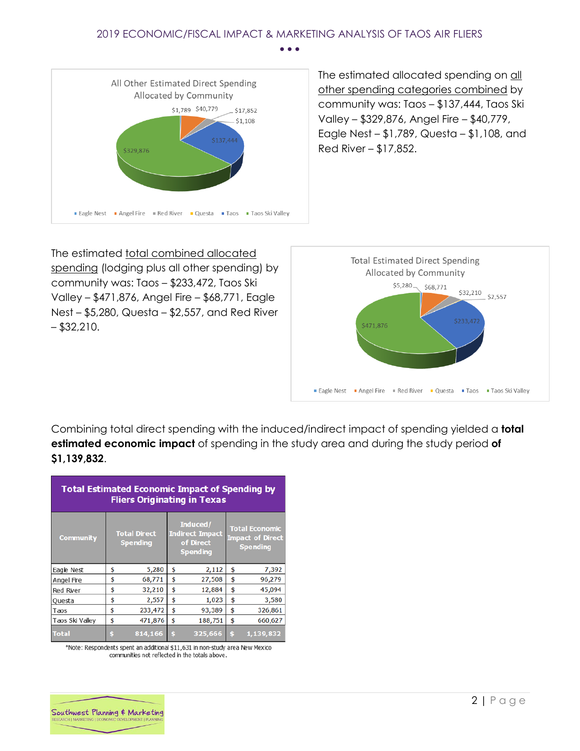The estimated allocated spending on all other spending categories combined by community was: Taos – $137,444, Taos Ski Valley – $329,876, Angel Fire – $40,779, Eagle Nest – $1,789, Questa – $1,108, and Red River – $17,852.

The estimated total combined allocated spending (lodging plus all other spending) by community was: Taos – $233,472, Taos Ski Valley – $471,876, Angel Fire – $68,771, Eagle Nest – $5,280, Questa – $2,557, and Red River – $32,210.

Combining total direct spending with the induced/indirect impact of spending yielded a **total estimated economic impact** of spending in the study area and during the study period **of $1,139,832**.

**Total Estimated Economic Impact of Spending by Fliers Originating in Texas**

| Community | Total Direct Spending | Induced/ Indirect Impact of Direct Spending | Total Economic Impact of Direct Spending |
|---|---|---|---|
| Eagle Nest | $ 5,280 | $ 2,112 | $ 7,392 |
| Angel Fire | $ 68,771 | $ 27,508 | $ 96,279 |
| Red River | $ 32,210 | $ 12,884 | $ 45,094 |
| Questa | $ 2,557 | $ 1,023 | $ 3,580 |
| Taos | $ 233,472 | $ 93,389 | $ 326,861 |
| Taos Ski Valley | $ 471,876 | $ 188,751 | $ 660,627 |
| **Total** | **$ 814,166** | **$ 325,666** | **$ 1,139,832** |

*Note: Respondents spent an additional $11,631 in non-study area New Mexico communities not reflected in the totals above.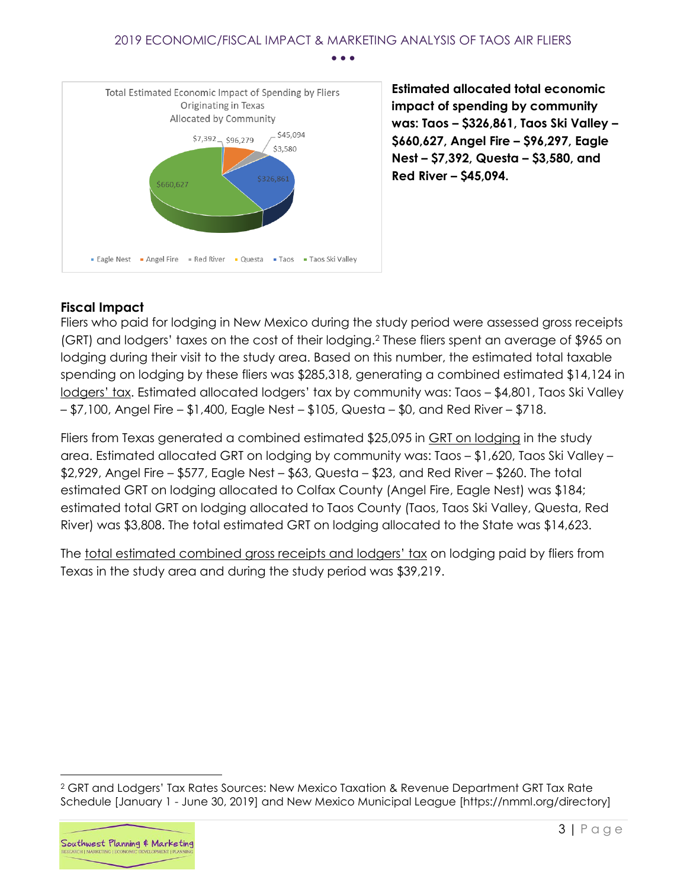Total Estimated Economic Impact of Spending by Fliers Originating in Texas Allocated by Community

| Community | Impact |
| --- | --- |
| Eagle Nest | $7,392 |
| Angel Fire | $96,279 |
| Red River | $45,094 |
| Questa | $3,580 |
| Taos | $326,861 |
| Taos Ski Valley | $660,627 |

**Estimated allocated total economic impact of spending by community was: Taos – $326,861, Taos Ski Valley – $660,627, Angel Fire – $96,297, Eagle Nest – $7,392, Questa – $3,580, and Red River – $45,094.**

### Fiscal Impact

Fliers who paid for lodging in New Mexico during the study period were assessed gross receipts (GRT) and lodgers' taxes on the cost of their lodging.[2] These fliers spent an average of $965 on lodging during their visit to the study area. Based on this number, the estimated total taxable spending on lodging by these fliers was $285,318, generating a combined estimated $14,124 in lodgers' tax. Estimated allocated lodgers' tax by community was: Taos – $4,801, Taos Ski Valley – $7,100, Angel Fire – $1,400, Eagle Nest – $105, Questa – $0, and Red River – $718.

Fliers from Texas generated a combined estimated $25,095 in GRT on lodging in the study area. Estimated allocated GRT on lodging by community was: Taos – $1,620, Taos Ski Valley – $2,929, Angel Fire – $577, Eagle Nest – $63, Questa – $23, and Red River – $260. The total estimated GRT on lodging allocated to Colfax County (Angel Fire, Eagle Nest) was $184; estimated total GRT on lodging allocated to Taos County (Taos, Taos Ski Valley, Questa, Red River) was $3,808. The total estimated GRT on lodging allocated to the State was $14,623.

The total estimated combined gross receipts and lodgers' tax on lodging paid by fliers from Texas in the study area and during the study period was $39,219.

[2] GRT and Lodgers' Tax Rates Sources: New Mexico Taxation & Revenue Department GRT Tax Rate Schedule [January 1 - June 30, 2019] and New Mexico Municipal League [https://nmml.org/directory]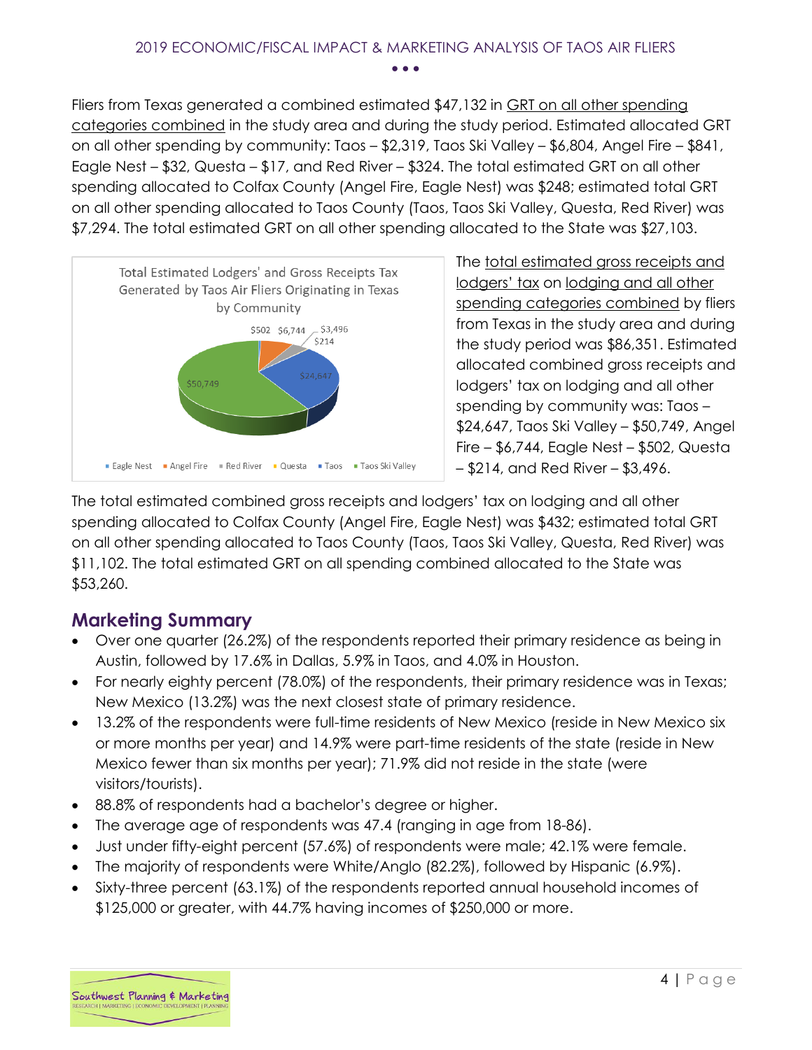Fliers from Texas generated a combined estimated $47,132 in GRT on all other spending categories combined in the study area and during the study period. Estimated allocated GRT on all other spending by community: Taos – $2,319, Taos Ski Valley – $6,804, Angel Fire – $841, Eagle Nest – $32, Questa – $17, and Red River – $324. The total estimated GRT on all other spending allocated to Colfax County (Angel Fire, Eagle Nest) was $248; estimated total GRT on all other spending allocated to Taos County (Taos, Taos Ski Valley, Questa, Red River) was $7,294. The total estimated GRT on all other spending allocated to the State was $27,103.

Total Estimated Lodgers' and Gross Receipts Tax Generated by Taos Air Fliers Originating in Texas by Community

| Community | Amount |
|---|---|
| Eagle Nest | $502 |
| Angel Fire | $6,744 |
| Red River | $3,496 |
| Questa | $214 |
| Taos | $24,647 |
| Taos Ski Valley | $50,749 |

The total estimated gross receipts and lodgers' tax on lodging and all other spending categories combined by fliers from Texas in the study area and during the study period was $86,351. Estimated allocated combined gross receipts and lodgers' tax on lodging and all other spending by community was: Taos – $24,647, Taos Ski Valley – $50,749, Angel Fire – $6,744, Eagle Nest – $502, Questa – $214, and Red River – $3,496.

The total estimated combined gross receipts and lodgers' tax on lodging and all other spending allocated to Colfax County (Angel Fire, Eagle Nest) was $432; estimated total GRT on all other spending allocated to Taos County (Taos, Taos Ski Valley, Questa, Red River) was $11,102. The total estimated GRT on all spending combined allocated to the State was $53,260.

## Marketing Summary

- Over one quarter (26.2%) of the respondents reported their primary residence as being in Austin, followed by 17.6% in Dallas, 5.9% in Taos, and 4.0% in Houston.
- For nearly eighty percent (78.0%) of the respondents, their primary residence was in Texas; New Mexico (13.2%) was the next closest state of primary residence.
- 13.2% of the respondents were full-time residents of New Mexico (reside in New Mexico six or more months per year) and 14.9% were part-time residents of the state (reside in New Mexico fewer than six months per year); 71.9% did not reside in the state (were visitors/tourists).
- 88.8% of respondents had a bachelor's degree or higher.
- The average age of respondents was 47.4 (ranging in age from 18-86).
- Just under fifty-eight percent (57.6%) of respondents were male; 42.1% were female.
- The majority of respondents were White/Anglo (82.2%), followed by Hispanic (6.9%).
- Sixty-three percent (63.1%) of the respondents reported annual household incomes of $125,000 or greater, with 44.7% having incomes of $250,000 or more.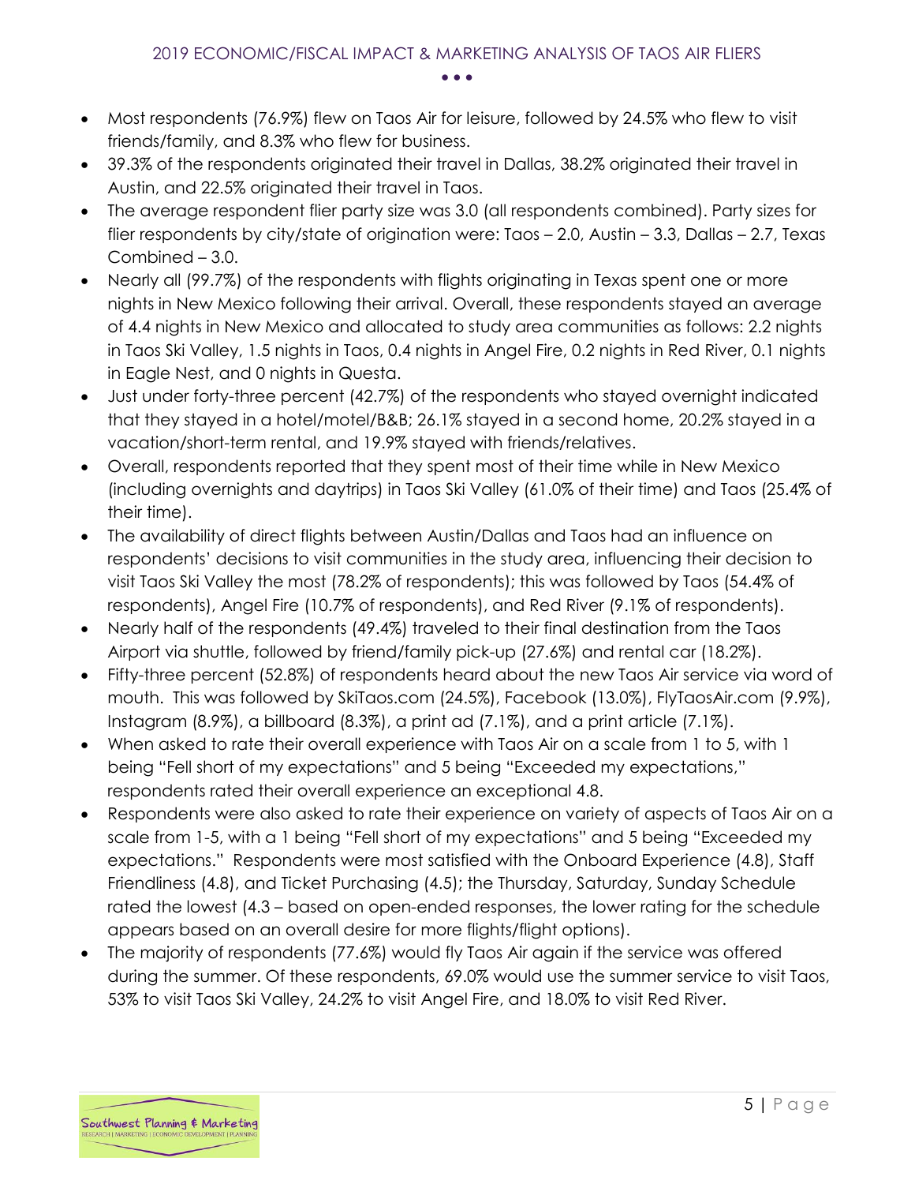- Most respondents (76.9%) flew on Taos Air for leisure, followed by 24.5% who flew to visit friends/family, and 8.3% who flew for business.
- 39.3% of the respondents originated their travel in Dallas, 38.2% originated their travel in Austin, and 22.5% originated their travel in Taos.
- The average respondent flier party size was 3.0 (all respondents combined). Party sizes for flier respondents by city/state of origination were: Taos – 2.0, Austin – 3.3, Dallas – 2.7, Texas Combined – 3.0.
- Nearly all (99.7%) of the respondents with flights originating in Texas spent one or more nights in New Mexico following their arrival. Overall, these respondents stayed an average of 4.4 nights in New Mexico and allocated to study area communities as follows: 2.2 nights in Taos Ski Valley, 1.5 nights in Taos, 0.4 nights in Angel Fire, 0.2 nights in Red River, 0.1 nights in Eagle Nest, and 0 nights in Questa.
- Just under forty-three percent (42.7%) of the respondents who stayed overnight indicated that they stayed in a hotel/motel/B&B; 26.1% stayed in a second home, 20.2% stayed in a vacation/short-term rental, and 19.9% stayed with friends/relatives.
- Overall, respondents reported that they spent most of their time while in New Mexico (including overnights and daytrips) in Taos Ski Valley (61.0% of their time) and Taos (25.4% of their time).
- The availability of direct flights between Austin/Dallas and Taos had an influence on respondents' decisions to visit communities in the study area, influencing their decision to visit Taos Ski Valley the most (78.2% of respondents); this was followed by Taos (54.4% of respondents), Angel Fire (10.7% of respondents), and Red River (9.1% of respondents).
- Nearly half of the respondents (49.4%) traveled to their final destination from the Taos Airport via shuttle, followed by friend/family pick-up (27.6%) and rental car (18.2%).
- Fifty-three percent (52.8%) of respondents heard about the new Taos Air service via word of mouth. This was followed by SkiTaos.com (24.5%), Facebook (13.0%), FlyTaosAir.com (9.9%), Instagram (8.9%), a billboard (8.3%), a print ad (7.1%), and a print article (7.1%).
- When asked to rate their overall experience with Taos Air on a scale from 1 to 5, with 1 being "Fell short of my expectations" and 5 being "Exceeded my expectations," respondents rated their overall experience an exceptional 4.8.
- Respondents were also asked to rate their experience on variety of aspects of Taos Air on a scale from 1-5, with a 1 being "Fell short of my expectations" and 5 being "Exceeded my expectations." Respondents were most satisfied with the Onboard Experience (4.8), Staff Friendliness (4.8), and Ticket Purchasing (4.5); the Thursday, Saturday, Sunday Schedule rated the lowest (4.3 – based on open-ended responses, the lower rating for the schedule appears based on an overall desire for more flights/flight options).
- The majority of respondents (77.6%) would fly Taos Air again if the service was offered during the summer. Of these respondents, 69.0% would use the summer service to visit Taos, 53% to visit Taos Ski Valley, 24.2% to visit Angel Fire, and 18.0% to visit Red River.